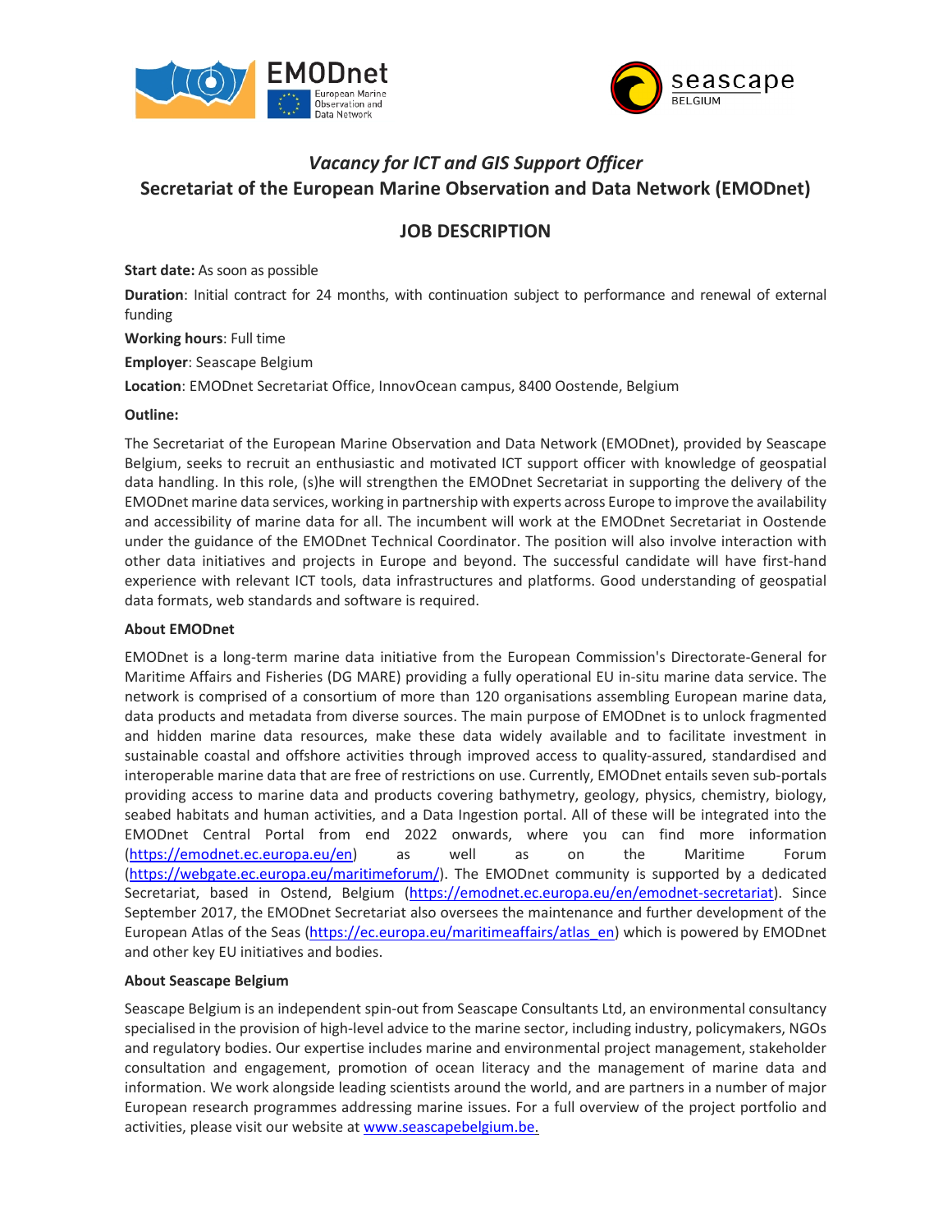# *Vacancy for ICT and GIS Support Officer*
## Secretariat of the European Marine Observation and Data Network (EMODnet)

## JOB DESCRIPTION

**Start date:** As soon as possible

**Duration**: Initial contract for 24 months, with continuation subject to performance and renewal of external funding

**Working hours**: Full time

**Employer**: Seascape Belgium

**Location**: EMODnet Secretariat Office, InnovOcean campus, 8400 Oostende, Belgium

**Outline:**

The Secretariat of the European Marine Observation and Data Network (EMODnet), provided by Seascape Belgium, seeks to recruit an enthusiastic and motivated ICT support officer with knowledge of geospatial data handling. In this role, (s)he will strengthen the EMODnet Secretariat in supporting the delivery of the EMODnet marine data services, working in partnership with experts across Europe to improve the availability and accessibility of marine data for all. The incumbent will work at the EMODnet Secretariat in Oostende under the guidance of the EMODnet Technical Coordinator. The position will also involve interaction with other data initiatives and projects in Europe and beyond. The successful candidate will have first-hand experience with relevant ICT tools, data infrastructures and platforms. Good understanding of geospatial data formats, web standards and software is required.

**About EMODnet**

EMODnet is a long-term marine data initiative from the European Commission's Directorate-General for Maritime Affairs and Fisheries (DG MARE) providing a fully operational EU in-situ marine data service. The network is comprised of a consortium of more than 120 organisations assembling European marine data, data products and metadata from diverse sources. The main purpose of EMODnet is to unlock fragmented and hidden marine data resources, make these data widely available and to facilitate investment in sustainable coastal and offshore activities through improved access to quality-assured, standardised and interoperable marine data that are free of restrictions on use. Currently, EMODnet entails seven sub-portals providing access to marine data and products covering bathymetry, geology, physics, chemistry, biology, seabed habitats and human activities, and a Data Ingestion portal. All of these will be integrated into the EMODnet Central Portal from end 2022 onwards, where you can find more information (https://emodnet.ec.europa.eu/en) as well as on the Maritime Forum (https://webgate.ec.europa.eu/maritimeforum/). The EMODnet community is supported by a dedicated Secretariat, based in Ostend, Belgium (https://emodnet.ec.europa.eu/en/emodnet-secretariat). Since September 2017, the EMODnet Secretariat also oversees the maintenance and further development of the European Atlas of the Seas (https://ec.europa.eu/maritimeaffairs/atlas_en) which is powered by EMODnet and other key EU initiatives and bodies.

**About Seascape Belgium**

Seascape Belgium is an independent spin-out from Seascape Consultants Ltd, an environmental consultancy specialised in the provision of high-level advice to the marine sector, including industry, policymakers, NGOs and regulatory bodies. Our expertise includes marine and environmental project management, stakeholder consultation and engagement, promotion of ocean literacy and the management of marine data and information. We work alongside leading scientists around the world, and are partners in a number of major European research programmes addressing marine issues. For a full overview of the project portfolio and activities, please visit our website at www.seascapebelgium.be.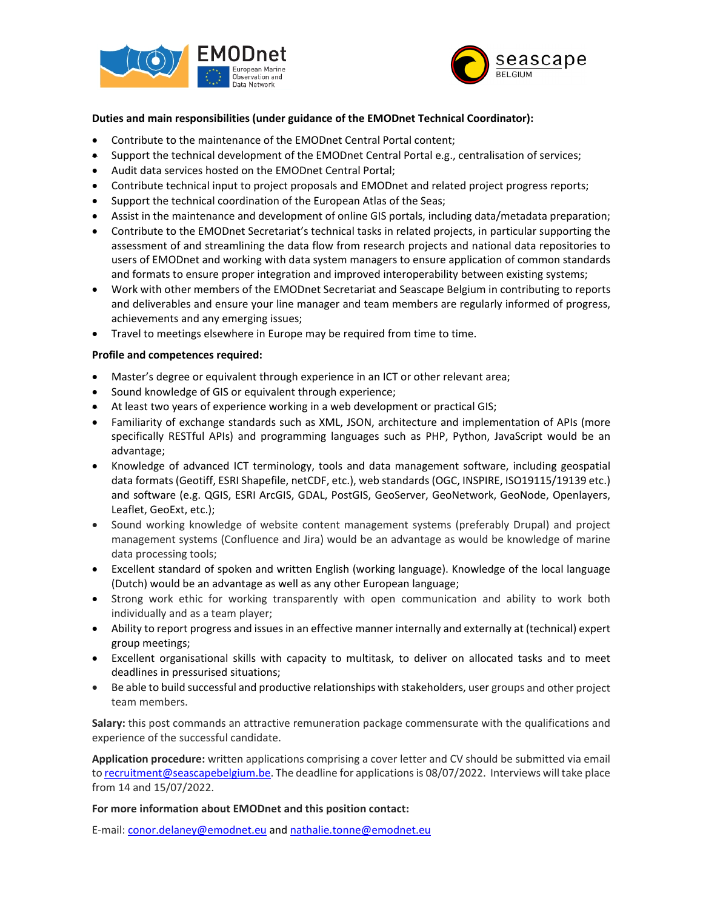**Duties and main responsibilities (under guidance of the EMODnet Technical Coordinator):**

- Contribute to the maintenance of the EMODnet Central Portal content;
- Support the technical development of the EMODnet Central Portal e.g., centralisation of services;
- Audit data services hosted on the EMODnet Central Portal;
- Contribute technical input to project proposals and EMODnet and related project progress reports;
- Support the technical coordination of the European Atlas of the Seas;
- Assist in the maintenance and development of online GIS portals, including data/metadata preparation;
- Contribute to the EMODnet Secretariat's technical tasks in related projects, in particular supporting the assessment of and streamlining the data flow from research projects and national data repositories to users of EMODnet and working with data system managers to ensure application of common standards and formats to ensure proper integration and improved interoperability between existing systems;
- Work with other members of the EMODnet Secretariat and Seascape Belgium in contributing to reports and deliverables and ensure your line manager and team members are regularly informed of progress, achievements and any emerging issues;
- Travel to meetings elsewhere in Europe may be required from time to time.

**Profile and competences required:**

- Master's degree or equivalent through experience in an ICT or other relevant area;
- Sound knowledge of GIS or equivalent through experience;
- At least two years of experience working in a web development or practical GIS;
- Familiarity of exchange standards such as XML, JSON, architecture and implementation of APIs (more specifically RESTful APIs) and programming languages such as PHP, Python, JavaScript would be an advantage;
- Knowledge of advanced ICT terminology, tools and data management software, including geospatial data formats (Geotiff, ESRI Shapefile, netCDF, etc.), web standards (OGC, INSPIRE, ISO19115/19139 etc.) and software (e.g. QGIS, ESRI ArcGIS, GDAL, PostGIS, GeoServer, GeoNetwork, GeoNode, Openlayers, Leaflet, GeoExt, etc.);
- Sound working knowledge of website content management systems (preferably Drupal) and project management systems (Confluence and Jira) would be an advantage as would be knowledge of marine data processing tools;
- Excellent standard of spoken and written English (working language). Knowledge of the local language (Dutch) would be an advantage as well as any other European language;
- Strong work ethic for working transparently with open communication and ability to work both individually and as a team player;
- Ability to report progress and issues in an effective manner internally and externally at (technical) expert group meetings;
- Excellent organisational skills with capacity to multitask, to deliver on allocated tasks and to meet deadlines in pressurised situations;
- Be able to build successful and productive relationships with stakeholders, user groups and other project team members.

**Salary:** this post commands an attractive remuneration package commensurate with the qualifications and experience of the successful candidate.

**Application procedure:** written applications comprising a cover letter and CV should be submitted via email to recruitment@seascapebelgium.be. The deadline for applications is 08/07/2022. Interviews will take place from 14 and 15/07/2022.

**For more information about EMODnet and this position contact:**

E-mail: conor.delaney@emodnet.eu and nathalie.tonne@emodnet.eu